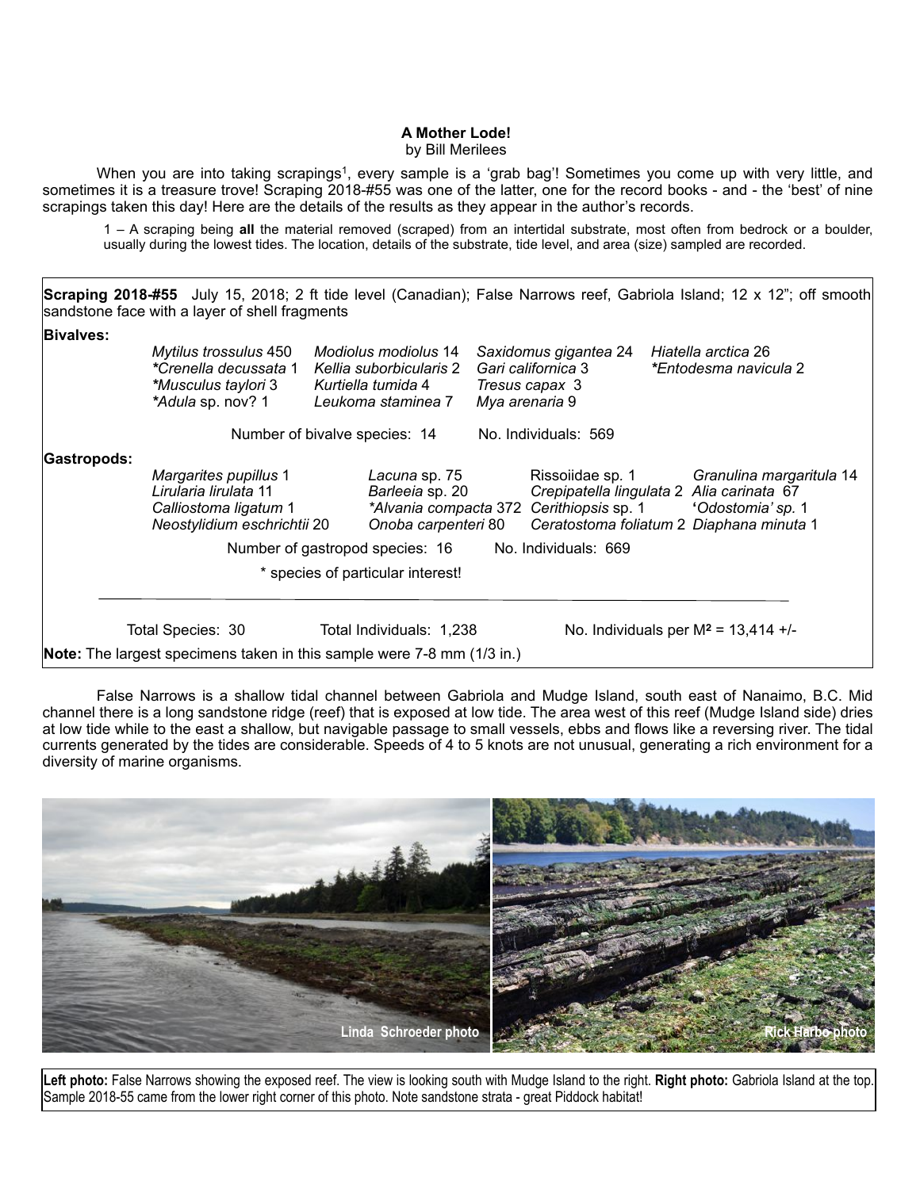# A Mother Lode!

by Bill Merilees

When you are into taking scrapings[1], every sample is a 'grab bag'! Sometimes you come up with very little, and sometimes it is a treasure trove! Scraping 2018-#55 was one of the latter, one for the record books - and - the 'best' of nine scrapings taken this day! Here are the details of the results as they appear in the author's records.

1 – A scraping being **all** the material removed (scraped) from an intertidal substrate, most often from bedrock or a boulder, usually during the lowest tides. The location, details of the substrate, tide level, and area (size) sampled are recorded.

**Scraping 2018-#55** July 15, 2018; 2 ft tide level (Canadian); False Narrows reef, Gabriola Island; 12 x 12"; off smooth sandstone face with a layer of shell fragments

**Bivalves:**

| | | | |
|---|---|---|---|
| *Mytilus trossulus* 450 | *Modiolus modiolus* 14 | *Saxidomus gigantea* 24 | *Hiatella arctica* 26 |
| **Crenella decussata* 1 | *Kellia suborbicularis* 2 | *Gari californica* 3 | **Entodesma navicula* 2 |
| **Musculus taylori* 3 | *Kurtiella tumida* 4 | *Tresus capax* 3 | |
| **Adula* sp. nov? 1 | *Leukoma staminea* 7 | *Mya arenaria* 9 | |

Number of bivalve species: 14 No. Individuals: 569

**Gastropods:**

| | | | |
|---|---|---|---|
| *Margarites pupillus* 1 | *Lacuna* sp. 75 | Rissoiidae sp. 1 | *Granulina margaritula* 14 |
| *Lirularia lirulata* 11 | *Barleeia* sp. 20 | *Crepipatella lingulata* 2 | *Alia carinata* 67 |
| *Calliostoma ligatum* 1 | **Alvania compacta* 372 | *Cerithiopsis* sp. 1 | '*Odostomia' sp.* 1 |
| *Neostylidium eschrichtii* 20 | *Onoba carpenteri* 80 | *Ceratostoma foliatum* 2 | *Diaphana minuta* 1 |

Number of gastropod species: 16 No. Individuals: 669

\* species of particular interest!

Total Species: 30 Total Individuals: 1,238 No. Individuals per M² = 13,414 +/-

**Note:** The largest specimens taken in this sample were 7-8 mm (1/3 in.)

False Narrows is a shallow tidal channel between Gabriola and Mudge Island, south east of Nanaimo, B.C. Mid channel there is a long sandstone ridge (reef) that is exposed at low tide. The area west of this reef (Mudge Island side) dries at low tide while to the east a shallow, but navigable passage to small vessels, ebbs and flows like a reversing river. The tidal currents generated by the tides are considerable. Speeds of 4 to 5 knots are not unusual, generating a rich environment for a diversity of marine organisms.

Linda Schroeder photo

Rick Harbo photo

**Left photo:** False Narrows showing the exposed reef. The view is looking south with Mudge Island to the right. **Right photo:** Gabriola Island at the top. Sample 2018-55 came from the lower right corner of this photo. Note sandstone strata - great Piddock habitat!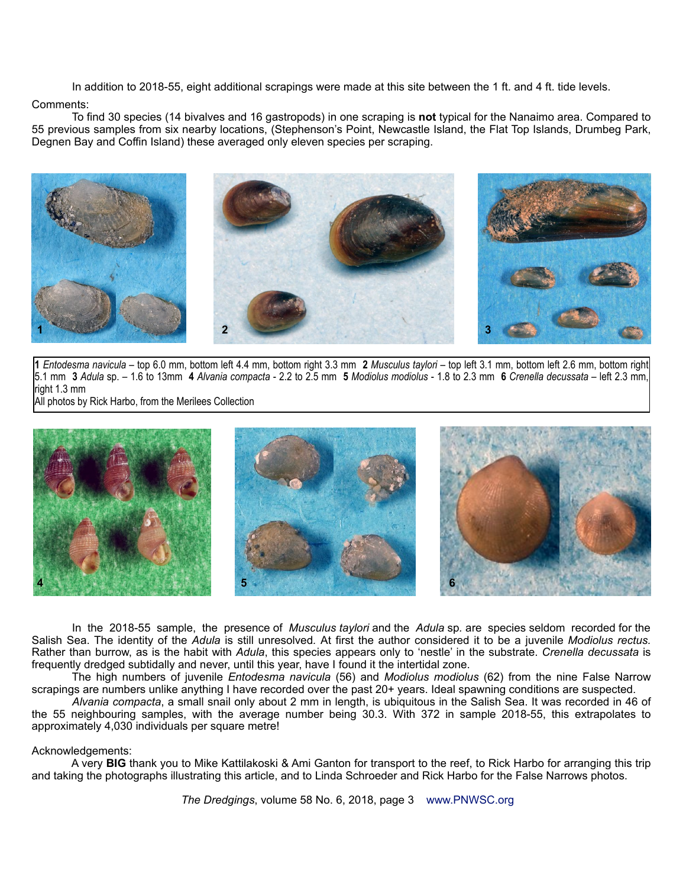In addition to 2018-55, eight additional scrapings were made at this site between the 1 ft. and 4 ft. tide levels.

Comments:

To find 30 species (14 bivalves and 16 gastropods) in one scraping is **not** typical for the Nanaimo area. Compared to 55 previous samples from six nearby locations, (Stephenson's Point, Newcastle Island, the Flat Top Islands, Drumbeg Park, Degnen Bay and Coffin Island) these averaged only eleven species per scraping.

**1** *Entodesma navicula* – top 6.0 mm, bottom left 4.4 mm, bottom right 3.3 mm **2** *Musculus taylori* – top left 3.1 mm, bottom left 2.6 mm, bottom right 5.1 mm **3** *Adula* sp. – 1.6 to 13mm **4** *Alvania compacta* - 2.2 to 2.5 mm **5** *Modiolus modiolus* - 1.8 to 2.3 mm **6** *Crenella decussata* – left 2.3 mm, right 1.3 mm

All photos by Rick Harbo, from the Merilees Collection

In the 2018-55 sample, the presence of *Musculus taylori* and the *Adula* sp. are species seldom recorded for the Salish Sea. The identity of the *Adula* is still unresolved. At first the author considered it to be a juvenile *Modiolus rectus.* Rather than burrow, as is the habit with *Adula*, this species appears only to 'nestle' in the substrate. *Crenella decussata* is frequently dredged subtidally and never, until this year, have I found it the intertidal zone.

The high numbers of juvenile *Entodesma navicula* (56) and *Modiolus modiolus* (62) from the nine False Narrow scrapings are numbers unlike anything I have recorded over the past 20+ years. Ideal spawning conditions are suspected.

*Alvania compacta*, a small snail only about 2 mm in length, is ubiquitous in the Salish Sea. It was recorded in 46 of the 55 neighbouring samples, with the average number being 30.3. With 372 in sample 2018-55, this extrapolates to approximately 4,030 individuals per square metre!

Acknowledgements:

A very **BIG** thank you to Mike Kattilakoski & Ami Ganton for transport to the reef, to Rick Harbo for arranging this trip and taking the photographs illustrating this article, and to Linda Schroeder and Rick Harbo for the False Narrows photos.